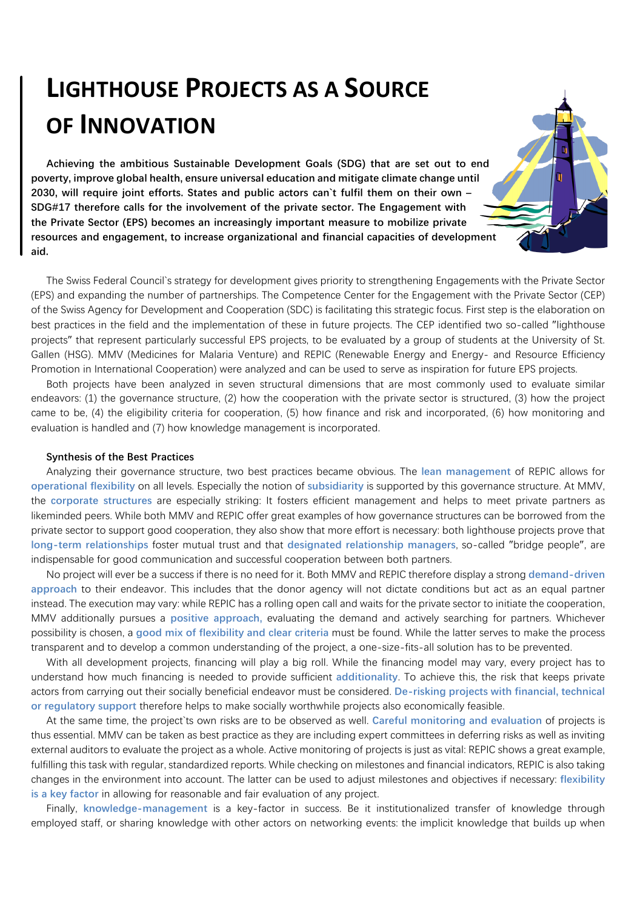# LIGHTHOUSE PROJECTS AS A SOURCE OF INNOVATION

**Achieving the ambitious Sustainable Development Goals (SDG) that are set out to end poverty, improve global health, ensure universal education and mitigate climate change until 2030, will require joint efforts. States and public actors can`t fulfil them on their own – SDG#17 therefore calls for the involvement of the private sector. The Engagement with the Private Sector (EPS) becomes an increasingly important measure to mobilize private resources and engagement, to increase organizational and financial capacities of development aid.**

The Swiss Federal Council`s strategy for development gives priority to strengthening Engagements with the Private Sector (EPS) and expanding the number of partnerships. The Competence Center for the Engagement with the Private Sector (CEP) of the Swiss Agency for Development and Cooperation (SDC) is facilitating this strategic focus. First step is the elaboration on best practices in the field and the implementation of these in future projects. The CEP identified two so-called "lighthouse projects" that represent particularly successful EPS projects, to be evaluated by a group of students at the University of St. Gallen (HSG). MMV (Medicines for Malaria Venture) and REPIC (Renewable Energy and Energy- and Resource Efficiency Promotion in International Cooperation) were analyzed and can be used to serve as inspiration for future EPS projects.

Both projects have been analyzed in seven structural dimensions that are most commonly used to evaluate similar endeavors: (1) the governance structure, (2) how the cooperation with the private sector is structured, (3) how the project came to be, (4) the eligibility criteria for cooperation, (5) how finance and risk and incorporated, (6) how monitoring and evaluation is handled and (7) how knowledge management is incorporated.

**Synthesis of the Best Practices**

Analyzing their governance structure, two best practices became obvious. The **lean management** of REPIC allows for **operational flexibility** on all levels. Especially the notion of **subsidiarity** is supported by this governance structure. At MMV, the **corporate structures** are especially striking: It fosters efficient management and helps to meet private partners as likeminded peers. While both MMV and REPIC offer great examples of how governance structures can be borrowed from the private sector to support good cooperation, they also show that more effort is necessary: both lighthouse projects prove that **long-term relationships** foster mutual trust and that **designated relationship managers**, so-called "bridge people", are indispensable for good communication and successful cooperation between both partners.

No project will ever be a success if there is no need for it. Both MMV and REPIC therefore display a strong **demand-driven approach** to their endeavor. This includes that the donor agency will not dictate conditions but act as an equal partner instead. The execution may vary: while REPIC has a rolling open call and waits for the private sector to initiate the cooperation, MMV additionally pursues a **positive approach,** evaluating the demand and actively searching for partners. Whichever possibility is chosen, a **good mix of flexibility and clear criteria** must be found. While the latter serves to make the process transparent and to develop a common understanding of the project, a one-size-fits-all solution has to be prevented.

With all development projects, financing will play a big roll. While the financing model may vary, every project has to understand how much financing is needed to provide sufficient **additionality**. To achieve this, the risk that keeps private actors from carrying out their socially beneficial endeavor must be considered. **De-risking projects with financial, technical or regulatory support** therefore helps to make socially worthwhile projects also economically feasible.

At the same time, the project`ts own risks are to be observed as well. **Careful monitoring and evaluation** of projects is thus essential. MMV can be taken as best practice as they are including expert committees in deferring risks as well as inviting external auditors to evaluate the project as a whole. Active monitoring of projects is just as vital: REPIC shows a great example, fulfilling this task with regular, standardized reports. While checking on milestones and financial indicators, REPIC is also taking changes in the environment into account. The latter can be used to adjust milestones and objectives if necessary: **flexibility is a key factor** in allowing for reasonable and fair evaluation of any project.

Finally, **knowledge-management** is a key-factor in success. Be it institutionalized transfer of knowledge through employed staff, or sharing knowledge with other actors on networking events: the implicit knowledge that builds up when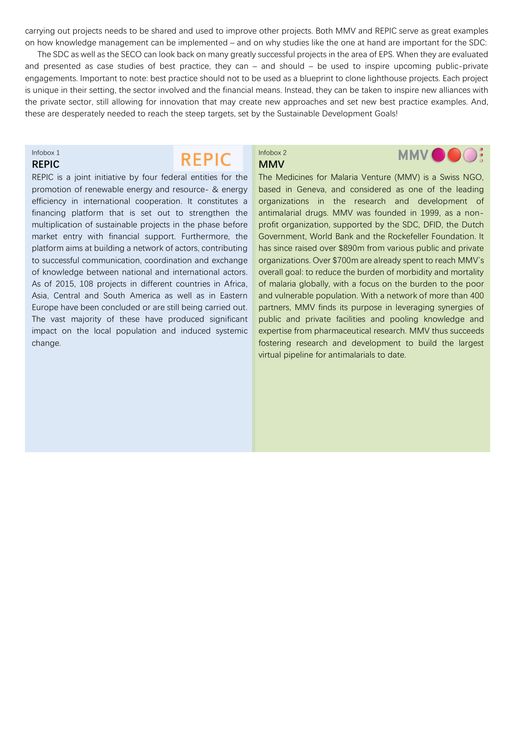carrying out projects needs to be shared and used to improve other projects. Both MMV and REPIC serve as great examples on how knowledge management can be implemented – and on why studies like the one at hand are important for the SDC:

The SDC as well as the SECO can look back on many greatly successful projects in the area of EPS. When they are evaluated and presented as case studies of best practice, they can – and should – be used to inspire upcoming public-private engagements. Important to note: best practice should not to be used as a blueprint to clone lighthouse projects. Each project is unique in their setting, the sector involved and the financial means. Instead, they can be taken to inspire new alliances with the private sector, still allowing for innovation that may create new approaches and set new best practice examples. And, these are desperately needed to reach the steep targets, set by the Sustainable Development Goals!

Infobox 1

## REPIC

REPIC is a joint initiative by four federal entities for the promotion of renewable energy and resource- & energy efficiency in international cooperation. It constitutes a financing platform that is set out to strengthen the multiplication of sustainable projects in the phase before market entry with financial support. Furthermore, the platform aims at building a network of actors, contributing to successful communication, coordination and exchange of knowledge between national and international actors. As of 2015, 108 projects in different countries in Africa, Asia, Central and South America as well as in Eastern Europe have been concluded or are still being carried out. The vast majority of these have produced significant impact on the local population and induced systemic change.

Infobox 2

## MMV

The Medicines for Malaria Venture (MMV) is a Swiss NGO, based in Geneva, and considered as one of the leading organizations in the research and development of antimalarial drugs. MMV was founded in 1999, as a non-profit organization, supported by the SDC, DFID, the Dutch Government, World Bank and the Rockefeller Foundation. It has since raised over $890m from various public and private organizations. Over $700m are already spent to reach MMV`s overall goal: to reduce the burden of morbidity and mortality of malaria globally, with a focus on the burden to the poor and vulnerable population. With a network of more than 400 partners, MMV finds its purpose in leveraging synergies of public and private facilities and pooling knowledge and expertise from pharmaceutical research. MMV thus succeeds fostering research and development to build the largest virtual pipeline for antimalarials to date.